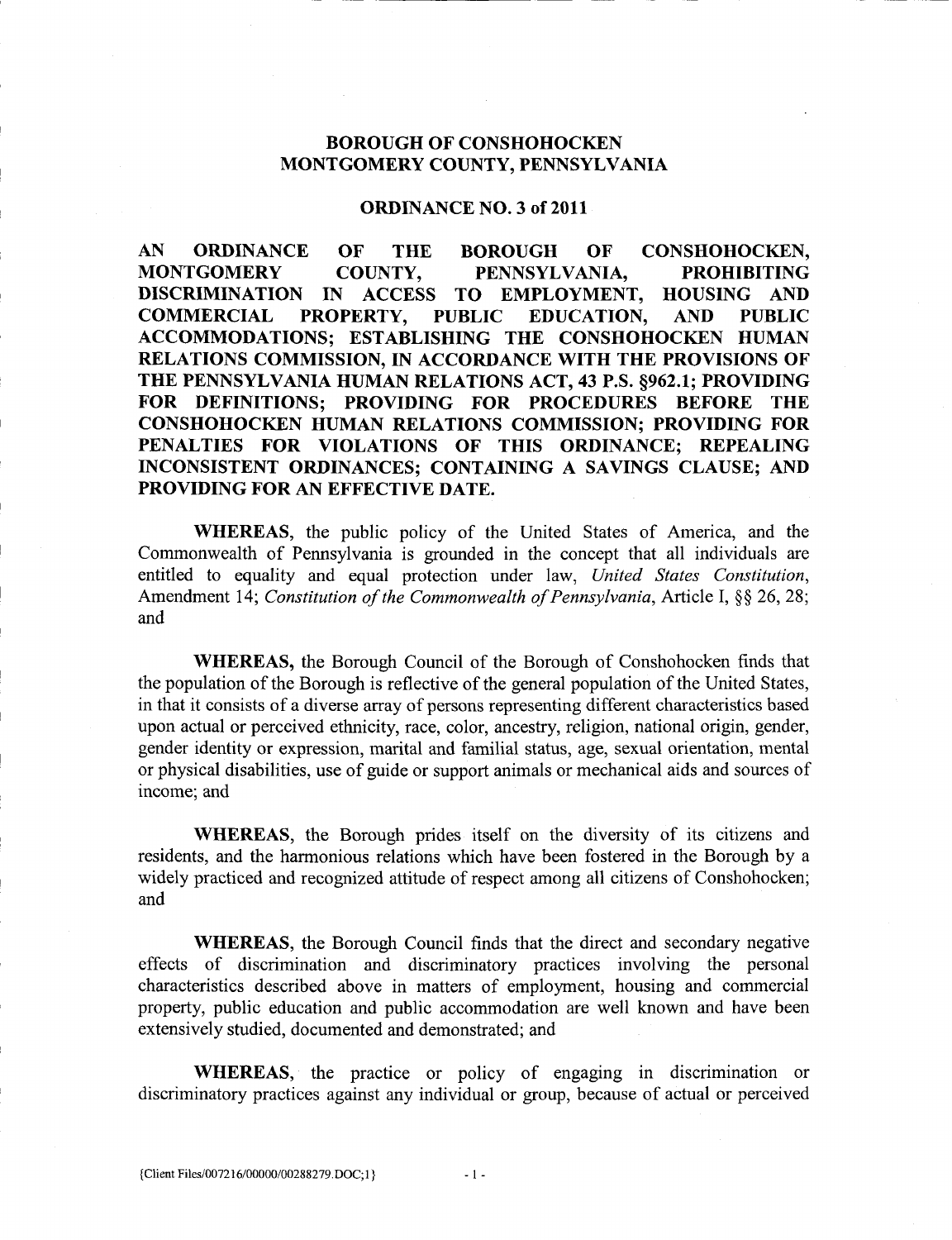# BOROUGH OF CONSHOHOCKEN
# MONTGOMERY COUNTY, PENNSYLVANIA

## ORDINANCE NO. 3 of 2011

**AN ORDINANCE OF THE BOROUGH OF CONSHOHOCKEN, MONTGOMERY COUNTY, PENNSYLVANIA, PROHIBITING DISCRIMINATION IN ACCESS TO EMPLOYMENT, HOUSING AND COMMERCIAL PROPERTY, PUBLIC EDUCATION, AND PUBLIC ACCOMMODATIONS; ESTABLISHING THE CONSHOHOCKEN HUMAN RELATIONS COMMISSION, IN ACCORDANCE WITH THE PROVISIONS OF THE PENNSYLVANIA HUMAN RELATIONS ACT, 43 P.S. §962.1; PROVIDING FOR DEFINITIONS; PROVIDING FOR PROCEDURES BEFORE THE CONSHOHOCKEN HUMAN RELATIONS COMMISSION; PROVIDING FOR PENALTIES FOR VIOLATIONS OF THIS ORDINANCE; REPEALING INCONSISTENT ORDINANCES; CONTAINING A SAVINGS CLAUSE; AND PROVIDING FOR AN EFFECTIVE DATE.**

**WHEREAS**, the public policy of the United States of America, and the Commonwealth of Pennsylvania is grounded in the concept that all individuals are entitled to equality and equal protection under law, *United States Constitution*, Amendment 14; *Constitution of the Commonwealth of Pennsylvania*, Article I, §§ 26, 28; and

**WHEREAS,** the Borough Council of the Borough of Conshohocken finds that the population of the Borough is reflective of the general population of the United States, in that it consists of a diverse array of persons representing different characteristics based upon actual or perceived ethnicity, race, color, ancestry, religion, national origin, gender, gender identity or expression, marital and familial status, age, sexual orientation, mental or physical disabilities, use of guide or support animals or mechanical aids and sources of income; and

**WHEREAS,** the Borough prides itself on the diversity of its citizens and residents, and the harmonious relations which have been fostered in the Borough by a widely practiced and recognized attitude of respect among all citizens of Conshohocken; and

**WHEREAS,** the Borough Council finds that the direct and secondary negative effects of discrimination and discriminatory practices involving the personal characteristics described above in matters of employment, housing and commercial property, public education and public accommodation are well known and have been extensively studied, documented and demonstrated; and

**WHEREAS,** the practice or policy of engaging in discrimination or discriminatory practices against any individual or group, because of actual or perceived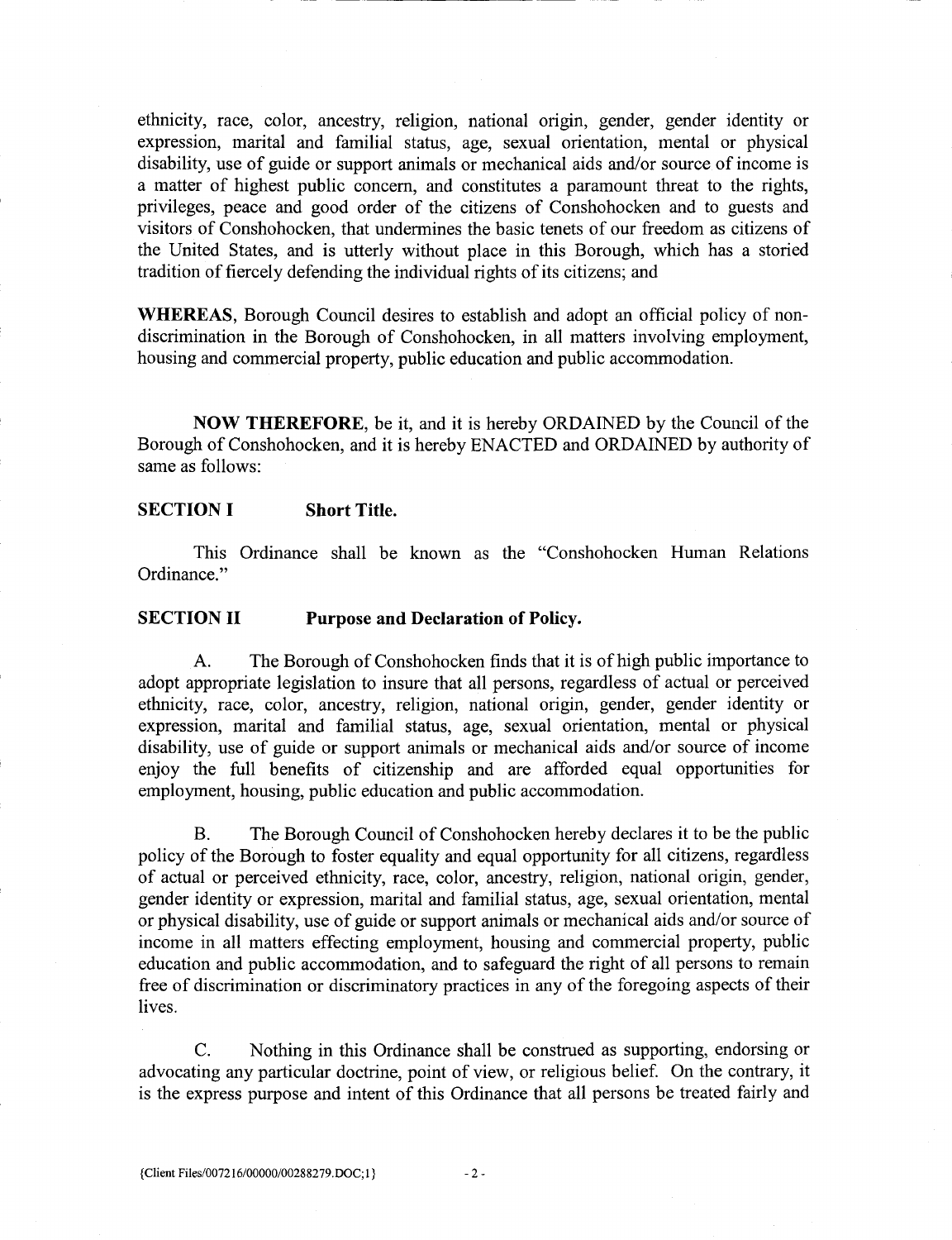ethnicity, race, color, ancestry, religion, national origin, gender, gender identity or expression, marital and familial status, age, sexual orientation, mental or physical disability, use of guide or support animals or mechanical aids and/or source of income is a matter of highest public concern, and constitutes a paramount threat to the rights, privileges, peace and good order of the citizens of Conshohocken and to guests and visitors of Conshohocken, that undermines the basic tenets of our freedom as citizens of the United States, and is utterly without place in this Borough, which has a storied tradition of fiercely defending the individual rights of its citizens; and

**WHEREAS**, Borough Council desires to establish and adopt an official policy of non-discrimination in the Borough of Conshohocken, in all matters involving employment, housing and commercial property, public education and public accommodation.

**NOW THEREFORE**, be it, and it is hereby ORDAINED by the Council of the Borough of Conshohocken, and it is hereby ENACTED and ORDAINED by authority of same as follows:

## SECTION I Short Title.

This Ordinance shall be known as the "Conshohocken Human Relations Ordinance."

## SECTION II Purpose and Declaration of Policy.

A. The Borough of Conshohocken finds that it is of high public importance to adopt appropriate legislation to insure that all persons, regardless of actual or perceived ethnicity, race, color, ancestry, religion, national origin, gender, gender identity or expression, marital and familial status, age, sexual orientation, mental or physical disability, use of guide or support animals or mechanical aids and/or source of income enjoy the full benefits of citizenship and are afforded equal opportunities for employment, housing, public education and public accommodation.

B. The Borough Council of Conshohocken hereby declares it to be the public policy of the Borough to foster equality and equal opportunity for all citizens, regardless of actual or perceived ethnicity, race, color, ancestry, religion, national origin, gender, gender identity or expression, marital and familial status, age, sexual orientation, mental or physical disability, use of guide or support animals or mechanical aids and/or source of income in all matters effecting employment, housing and commercial property, public education and public accommodation, and to safeguard the right of all persons to remain free of discrimination or discriminatory practices in any of the foregoing aspects of their lives.

C. Nothing in this Ordinance shall be construed as supporting, endorsing or advocating any particular doctrine, point of view, or religious belief. On the contrary, it is the express purpose and intent of this Ordinance that all persons be treated fairly and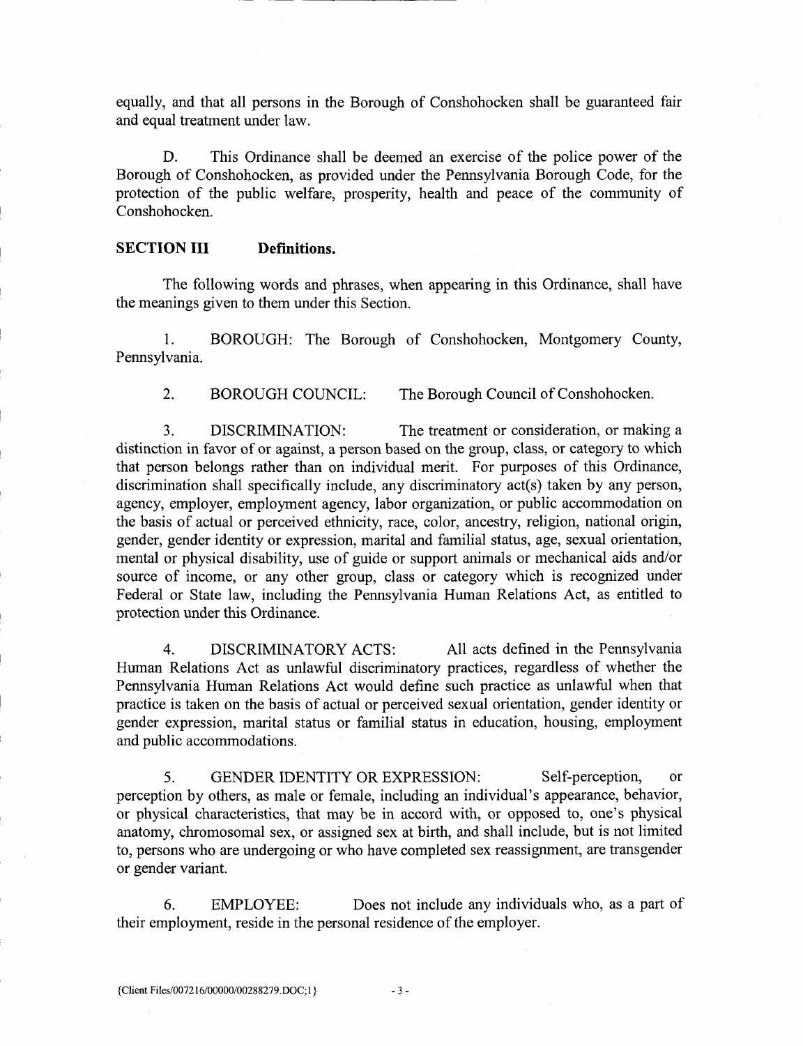equally, and that all persons in the Borough of Conshohocken shall be guaranteed fair and equal treatment under law.

D. This Ordinance shall be deemed an exercise of the police power of the Borough of Conshohocken, as provided under the Pennsylvania Borough Code, for the protection of the public welfare, prosperity, health and peace of the community of Conshohocken.

## SECTION III Definitions.

The following words and phrases, when appearing in this Ordinance, shall have the meanings given to them under this Section.

1. BOROUGH: The Borough of Conshohocken, Montgomery County, Pennsylvania.

2. BOROUGH COUNCIL: The Borough Council of Conshohocken.

3. DISCRIMINATION: The treatment or consideration, or making a distinction in favor of or against, a person based on the group, class, or category to which that person belongs rather than on individual merit. For purposes of this Ordinance, discrimination shall specifically include, any discriminatory act(s) taken by any person, agency, employer, employment agency, labor organization, or public accommodation on the basis of actual or perceived ethnicity, race, color, ancestry, religion, national origin, gender, gender identity or expression, marital and familial status, age, sexual orientation, mental or physical disability, use of guide or support animals or mechanical aids and/or source of income, or any other group, class or category which is recognized under Federal or State law, including the Pennsylvania Human Relations Act, as entitled to protection under this Ordinance.

4. DISCRIMINATORY ACTS: All acts defined in the Pennsylvania Human Relations Act as unlawful discriminatory practices, regardless of whether the Pennsylvania Human Relations Act would define such practice as unlawful when that practice is taken on the basis of actual or perceived sexual orientation, gender identity or gender expression, marital status or familial status in education, housing, employment and public accommodations.

5. GENDER IDENTITY OR EXPRESSION: Self-perception, or perception by others, as male or female, including an individual's appearance, behavior, or physical characteristics, that may be in accord with, or opposed to, one's physical anatomy, chromosomal sex, or assigned sex at birth, and shall include, but is not limited to, persons who are undergoing or who have completed sex reassignment, are transgender or gender variant.

6. EMPLOYEE: Does not include any individuals who, as a part of their employment, reside in the personal residence of the employer.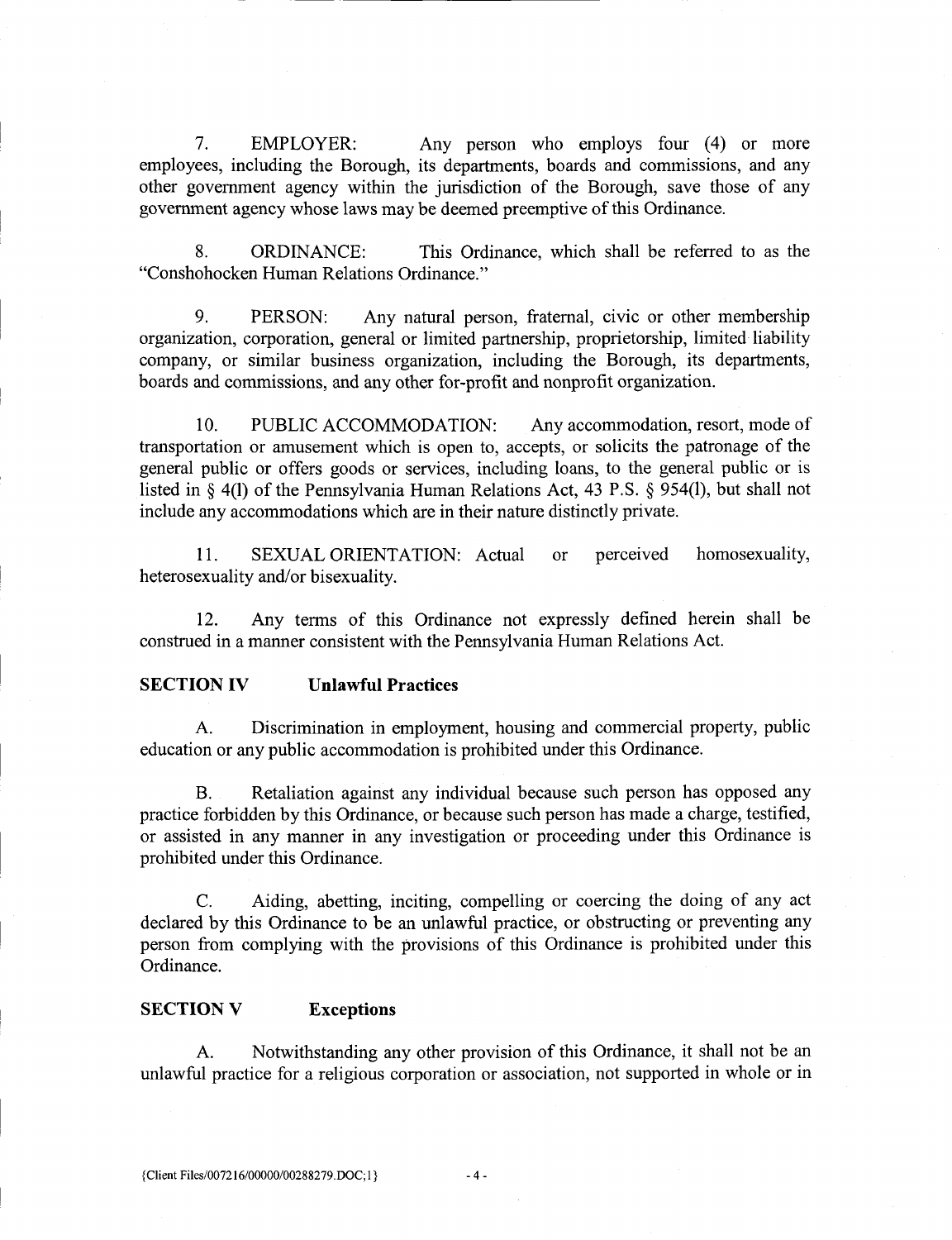7. EMPLOYER: Any person who employs four (4) or more employees, including the Borough, its departments, boards and commissions, and any other government agency within the jurisdiction of the Borough, save those of any government agency whose laws may be deemed preemptive of this Ordinance.

8. ORDINANCE: This Ordinance, which shall be referred to as the "Conshohocken Human Relations Ordinance."

9. PERSON: Any natural person, fraternal, civic or other membership organization, corporation, general or limited partnership, proprietorship, limited liability company, or similar business organization, including the Borough, its departments, boards and commissions, and any other for-profit and nonprofit organization.

10. PUBLIC ACCOMMODATION: Any accommodation, resort, mode of transportation or amusement which is open to, accepts, or solicits the patronage of the general public or offers goods or services, including loans, to the general public or is listed in § 4(l) of the Pennsylvania Human Relations Act, 43 P.S. § 954(l), but shall not include any accommodations which are in their nature distinctly private.

11. SEXUAL ORIENTATION: Actual or perceived homosexuality, heterosexuality and/or bisexuality.

12. Any terms of this Ordinance not expressly defined herein shall be construed in a manner consistent with the Pennsylvania Human Relations Act.

**SECTION IV Unlawful Practices**

A. Discrimination in employment, housing and commercial property, public education or any public accommodation is prohibited under this Ordinance.

B. Retaliation against any individual because such person has opposed any practice forbidden by this Ordinance, or because such person has made a charge, testified, or assisted in any manner in any investigation or proceeding under this Ordinance is prohibited under this Ordinance.

C. Aiding, abetting, inciting, compelling or coercing the doing of any act declared by this Ordinance to be an unlawful practice, or obstructing or preventing any person from complying with the provisions of this Ordinance is prohibited under this Ordinance.

**SECTION V Exceptions**

A. Notwithstanding any other provision of this Ordinance, it shall not be an unlawful practice for a religious corporation or association, not supported in whole or in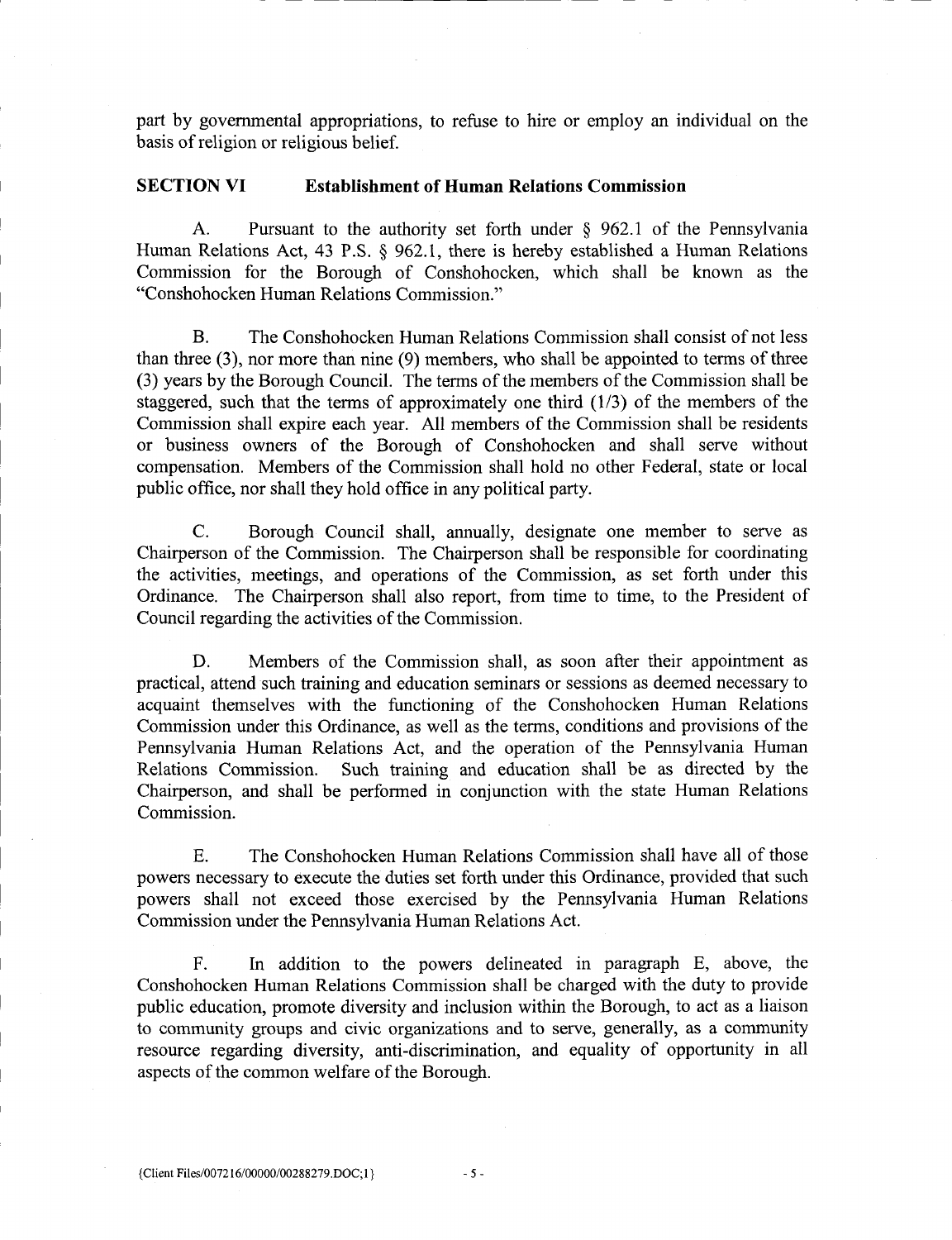part by governmental appropriations, to refuse to hire or employ an individual on the basis of religion or religious belief.

## SECTION VI Establishment of Human Relations Commission

A. Pursuant to the authority set forth under § 962.1 of the Pennsylvania Human Relations Act, 43 P.S. § 962.1, there is hereby established a Human Relations Commission for the Borough of Conshohocken, which shall be known as the "Conshohocken Human Relations Commission."

B. The Conshohocken Human Relations Commission shall consist of not less than three (3), nor more than nine (9) members, who shall be appointed to terms of three (3) years by the Borough Council. The terms of the members of the Commission shall be staggered, such that the terms of approximately one third (1/3) of the members of the Commission shall expire each year. All members of the Commission shall be residents or business owners of the Borough of Conshohocken and shall serve without compensation. Members of the Commission shall hold no other Federal, state or local public office, nor shall they hold office in any political party.

C. Borough Council shall, annually, designate one member to serve as Chairperson of the Commission. The Chairperson shall be responsible for coordinating the activities, meetings, and operations of the Commission, as set forth under this Ordinance. The Chairperson shall also report, from time to time, to the President of Council regarding the activities of the Commission.

D. Members of the Commission shall, as soon after their appointment as practical, attend such training and education seminars or sessions as deemed necessary to acquaint themselves with the functioning of the Conshohocken Human Relations Commission under this Ordinance, as well as the terms, conditions and provisions of the Pennsylvania Human Relations Act, and the operation of the Pennsylvania Human Relations Commission. Such training and education shall be as directed by the Chairperson, and shall be performed in conjunction with the state Human Relations Commission.

E. The Conshohocken Human Relations Commission shall have all of those powers necessary to execute the duties set forth under this Ordinance, provided that such powers shall not exceed those exercised by the Pennsylvania Human Relations Commission under the Pennsylvania Human Relations Act.

F. In addition to the powers delineated in paragraph E, above, the Conshohocken Human Relations Commission shall be charged with the duty to provide public education, promote diversity and inclusion within the Borough, to act as a liaison to community groups and civic organizations and to serve, generally, as a community resource regarding diversity, anti-discrimination, and equality of opportunity in all aspects of the common welfare of the Borough.

{Client Files/007216/00000/00288279.DOC;1}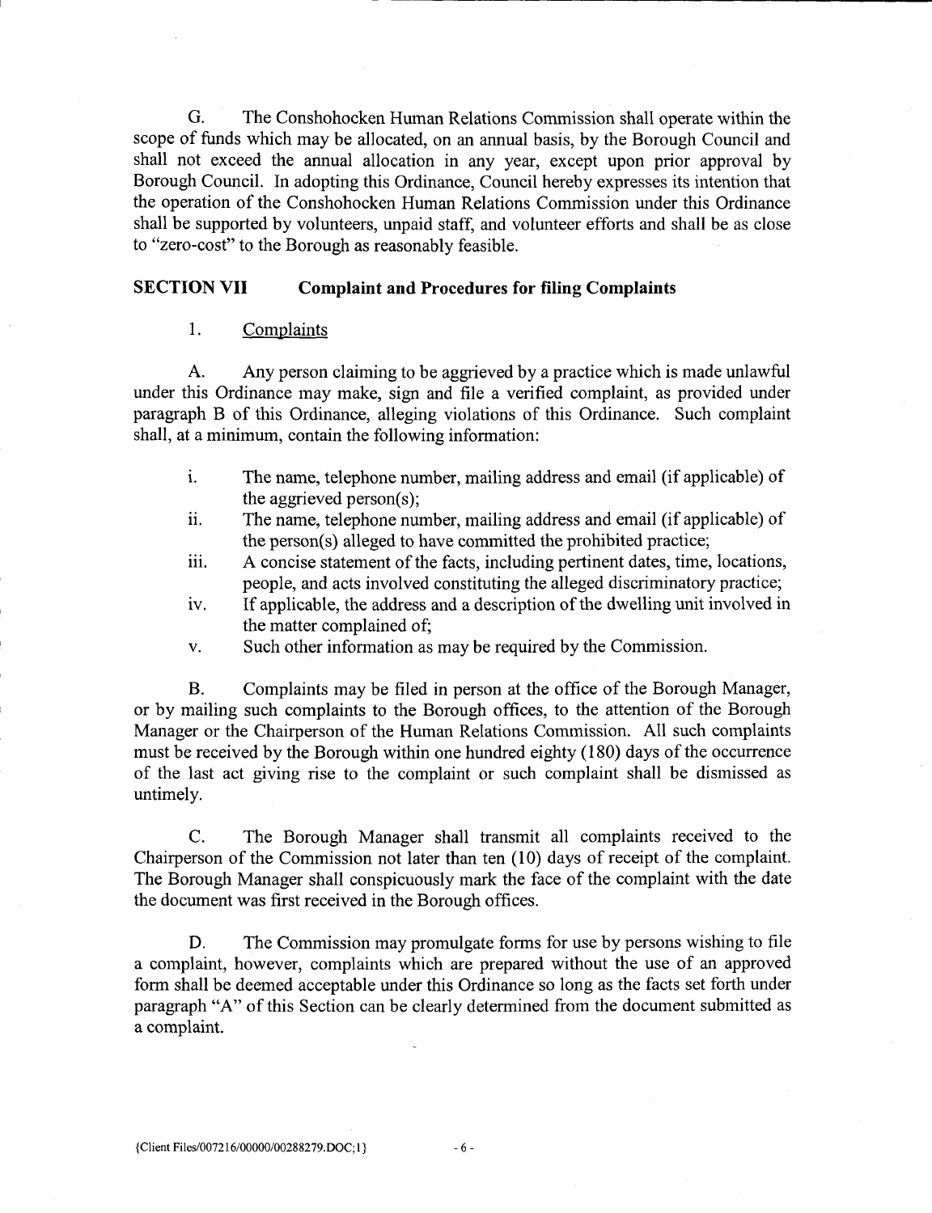G. The Conshohocken Human Relations Commission shall operate within the scope of funds which may be allocated, on an annual basis, by the Borough Council and shall not exceed the annual allocation in any year, except upon prior approval by Borough Council. In adopting this Ordinance, Council hereby expresses its intention that the operation of the Conshohocken Human Relations Commission under this Ordinance shall be supported by volunteers, unpaid staff, and volunteer efforts and shall be as close to "zero-cost" to the Borough as reasonably feasible.

## SECTION VII Complaint and Procedures for filing Complaints

1. Complaints

A. Any person claiming to be aggrieved by a practice which is made unlawful under this Ordinance may make, sign and file a verified complaint, as provided under paragraph B of this Ordinance, alleging violations of this Ordinance. Such complaint shall, at a minimum, contain the following information:

- i. The name, telephone number, mailing address and email (if applicable) of the aggrieved person(s);
- ii. The name, telephone number, mailing address and email (if applicable) of the person(s) alleged to have committed the prohibited practice;
- iii. A concise statement of the facts, including pertinent dates, time, locations, people, and acts involved constituting the alleged discriminatory practice;
- iv. If applicable, the address and a description of the dwelling unit involved in the matter complained of;
- v. Such other information as may be required by the Commission.

B. Complaints may be filed in person at the office of the Borough Manager, or by mailing such complaints to the Borough offices, to the attention of the Borough Manager or the Chairperson of the Human Relations Commission. All such complaints must be received by the Borough within one hundred eighty (180) days of the occurrence of the last act giving rise to the complaint or such complaint shall be dismissed as untimely.

C. The Borough Manager shall transmit all complaints received to the Chairperson of the Commission not later than ten (10) days of receipt of the complaint. The Borough Manager shall conspicuously mark the face of the complaint with the date the document was first received in the Borough offices.

D. The Commission may promulgate forms for use by persons wishing to file a complaint, however, complaints which are prepared without the use of an approved form shall be deemed acceptable under this Ordinance so long as the facts set forth under paragraph "A" of this Section can be clearly determined from the document submitted as a complaint.

{Client Files/007216/00000/00288279.DOC;1}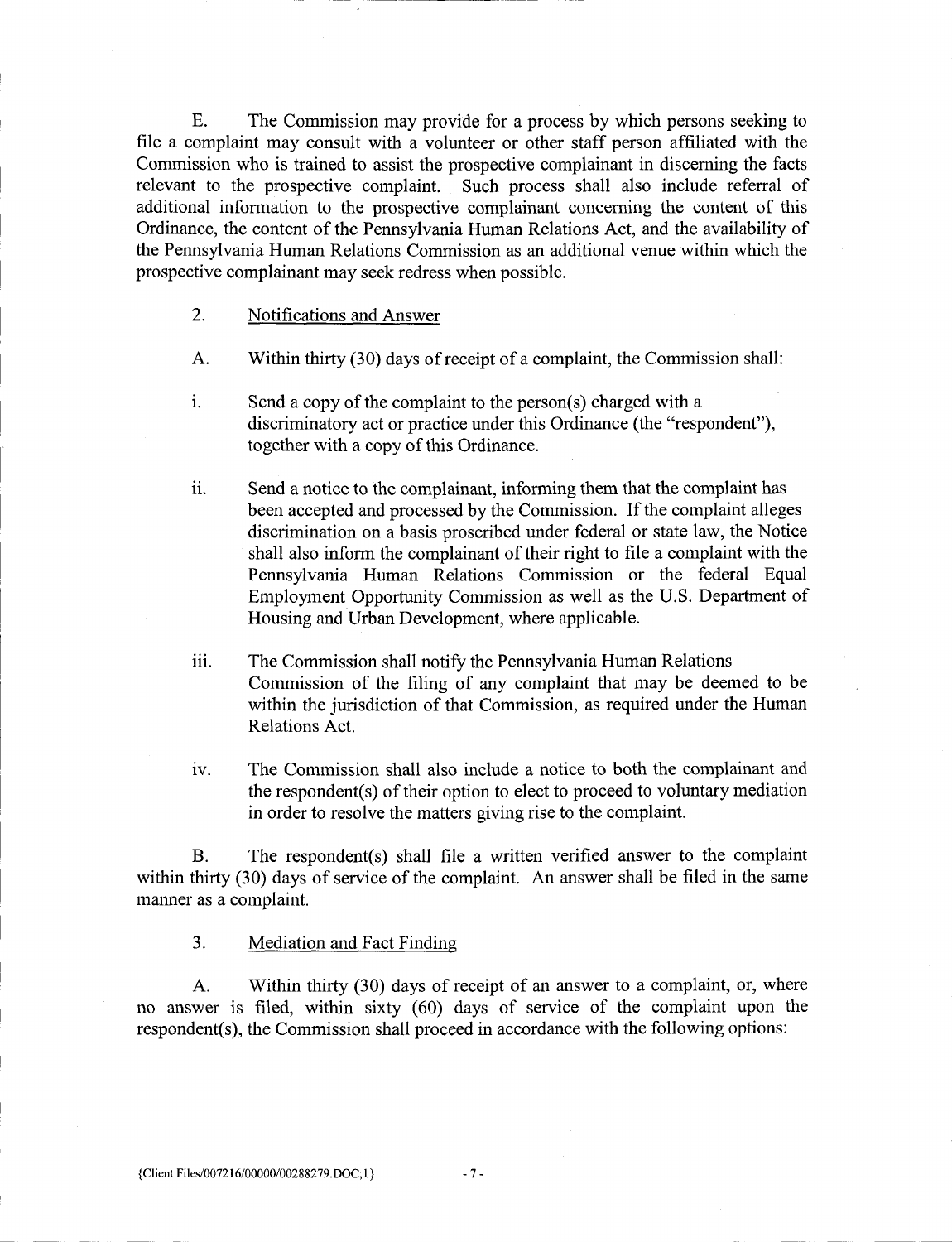E. The Commission may provide for a process by which persons seeking to file a complaint may consult with a volunteer or other staff person affiliated with the Commission who is trained to assist the prospective complainant in discerning the facts relevant to the prospective complaint. Such process shall also include referral of additional information to the prospective complainant concerning the content of this Ordinance, the content of the Pennsylvania Human Relations Act, and the availability of the Pennsylvania Human Relations Commission as an additional venue within which the prospective complainant may seek redress when possible.

2. <u>Notifications and Answer</u>

A. Within thirty (30) days of receipt of a complaint, the Commission shall:

i. Send a copy of the complaint to the person(s) charged with a discriminatory act or practice under this Ordinance (the "respondent"), together with a copy of this Ordinance.

ii. Send a notice to the complainant, informing them that the complaint has been accepted and processed by the Commission. If the complaint alleges discrimination on a basis proscribed under federal or state law, the Notice shall also inform the complainant of their right to file a complaint with the Pennsylvania Human Relations Commission or the federal Equal Employment Opportunity Commission as well as the U.S. Department of Housing and Urban Development, where applicable.

iii. The Commission shall notify the Pennsylvania Human Relations Commission of the filing of any complaint that may be deemed to be within the jurisdiction of that Commission, as required under the Human Relations Act.

iv. The Commission shall also include a notice to both the complainant and the respondent(s) of their option to elect to proceed to voluntary mediation in order to resolve the matters giving rise to the complaint.

B. The respondent(s) shall file a written verified answer to the complaint within thirty (30) days of service of the complaint. An answer shall be filed in the same manner as a complaint.

3. <u>Mediation and Fact Finding</u>

A. Within thirty (30) days of receipt of an answer to a complaint, or, where no answer is filed, within sixty (60) days of service of the complaint upon the respondent(s), the Commission shall proceed in accordance with the following options:

{Client Files/007216/00000/00288279.DOC;1}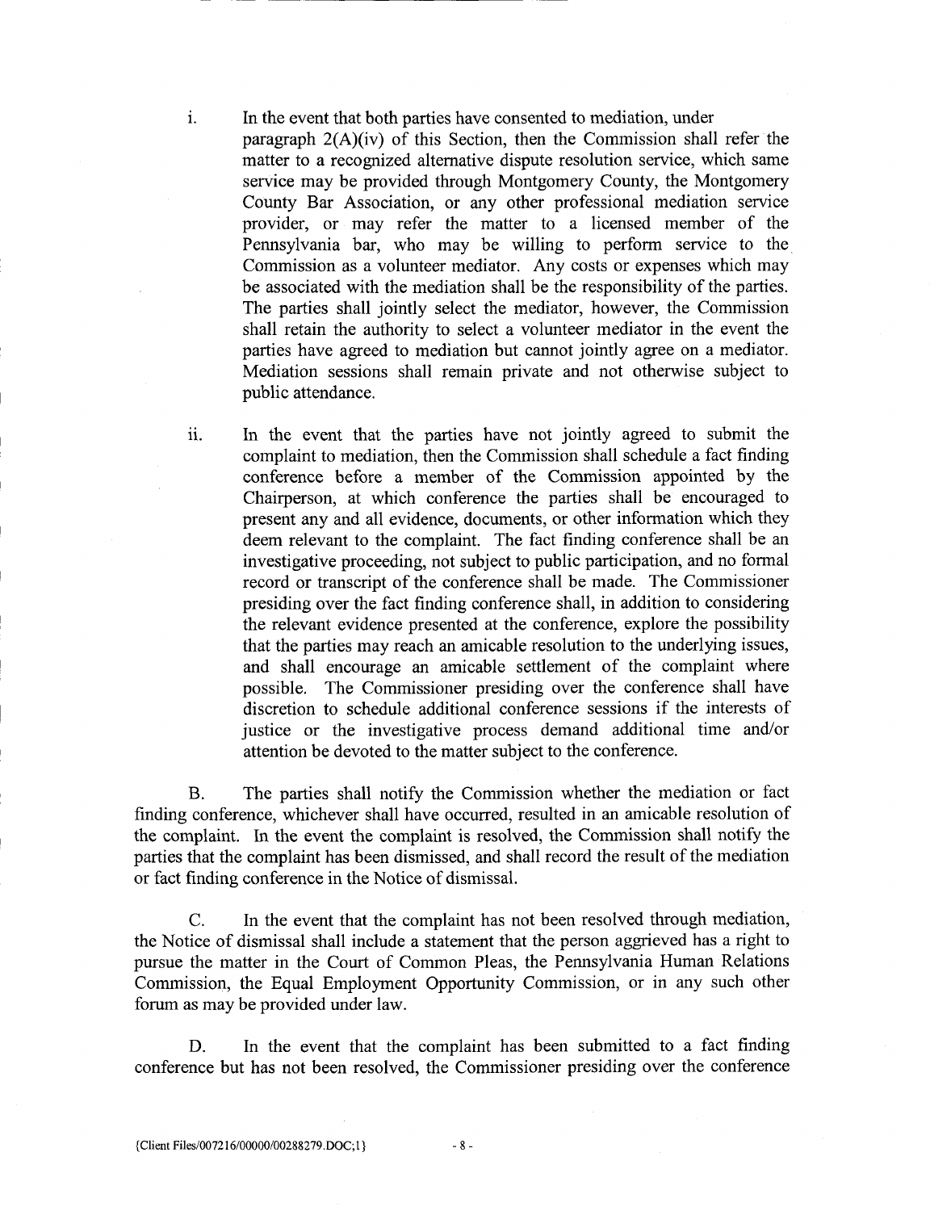i. In the event that both parties have consented to mediation, under paragraph 2(A)(iv) of this Section, then the Commission shall refer the matter to a recognized alternative dispute resolution service, which same service may be provided through Montgomery County, the Montgomery County Bar Association, or any other professional mediation service provider, or may refer the matter to a licensed member of the Pennsylvania bar, who may be willing to perform service to the Commission as a volunteer mediator. Any costs or expenses which may be associated with the mediation shall be the responsibility of the parties. The parties shall jointly select the mediator, however, the Commission shall retain the authority to select a volunteer mediator in the event the parties have agreed to mediation but cannot jointly agree on a mediator. Mediation sessions shall remain private and not otherwise subject to public attendance.

ii. In the event that the parties have not jointly agreed to submit the complaint to mediation, then the Commission shall schedule a fact finding conference before a member of the Commission appointed by the Chairperson, at which conference the parties shall be encouraged to present any and all evidence, documents, or other information which they deem relevant to the complaint. The fact finding conference shall be an investigative proceeding, not subject to public participation, and no formal record or transcript of the conference shall be made. The Commissioner presiding over the fact finding conference shall, in addition to considering the relevant evidence presented at the conference, explore the possibility that the parties may reach an amicable resolution to the underlying issues, and shall encourage an amicable settlement of the complaint where possible. The Commissioner presiding over the conference shall have discretion to schedule additional conference sessions if the interests of justice or the investigative process demand additional time and/or attention be devoted to the matter subject to the conference.

B. The parties shall notify the Commission whether the mediation or fact finding conference, whichever shall have occurred, resulted in an amicable resolution of the complaint. In the event the complaint is resolved, the Commission shall notify the parties that the complaint has been dismissed, and shall record the result of the mediation or fact finding conference in the Notice of dismissal.

C. In the event that the complaint has not been resolved through mediation, the Notice of dismissal shall include a statement that the person aggrieved has a right to pursue the matter in the Court of Common Pleas, the Pennsylvania Human Relations Commission, the Equal Employment Opportunity Commission, or in any such other forum as may be provided under law.

D. In the event that the complaint has been submitted to a fact finding conference but has not been resolved, the Commissioner presiding over the conference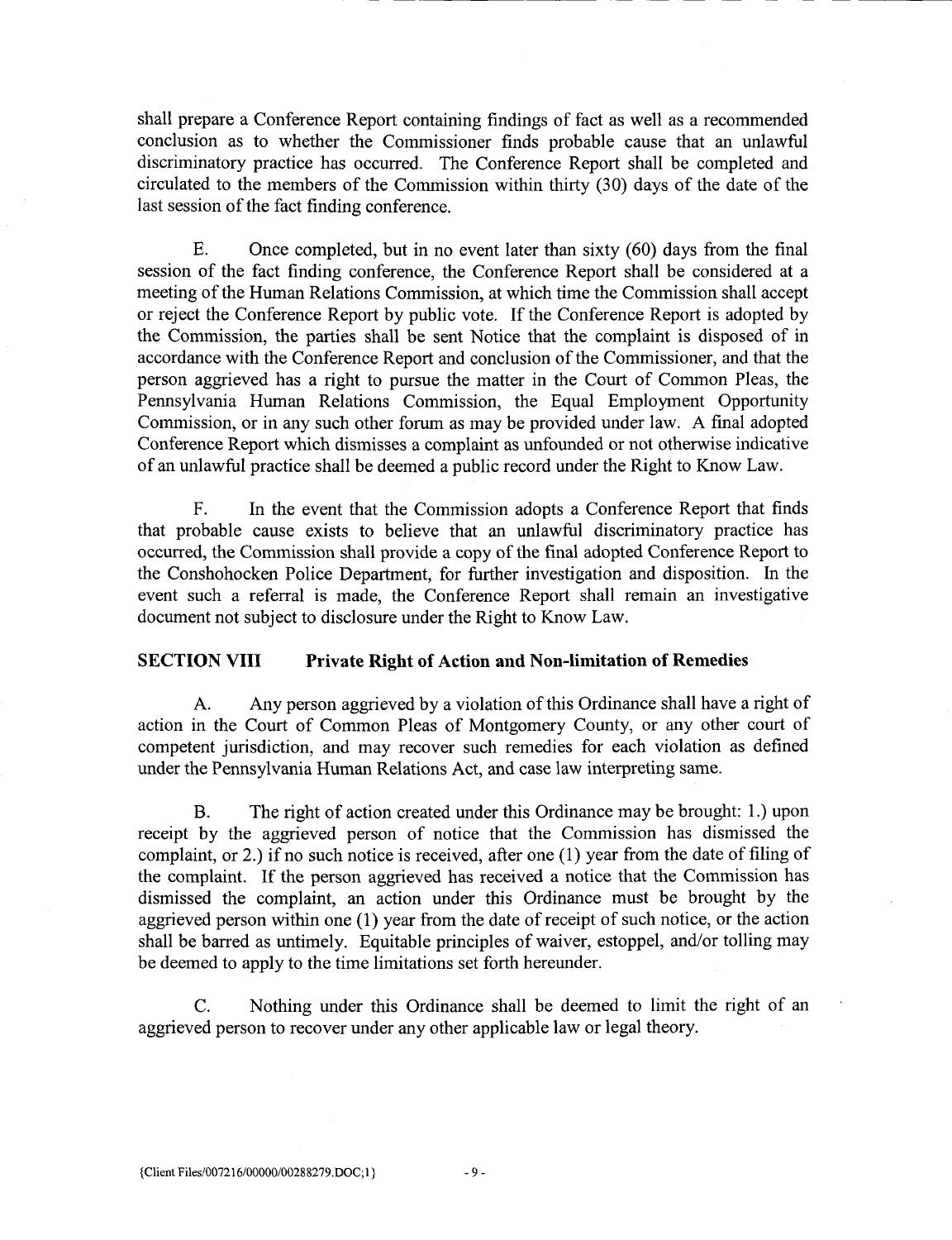shall prepare a Conference Report containing findings of fact as well as a recommended conclusion as to whether the Commissioner finds probable cause that an unlawful discriminatory practice has occurred. The Conference Report shall be completed and circulated to the members of the Commission within thirty (30) days of the date of the last session of the fact finding conference.

E. Once completed, but in no event later than sixty (60) days from the final session of the fact finding conference, the Conference Report shall be considered at a meeting of the Human Relations Commission, at which time the Commission shall accept or reject the Conference Report by public vote. If the Conference Report is adopted by the Commission, the parties shall be sent Notice that the complaint is disposed of in accordance with the Conference Report and conclusion of the Commissioner, and that the person aggrieved has a right to pursue the matter in the Court of Common Pleas, the Pennsylvania Human Relations Commission, the Equal Employment Opportunity Commission, or in any such other forum as may be provided under law. A final adopted Conference Report which dismisses a complaint as unfounded or not otherwise indicative of an unlawful practice shall be deemed a public record under the Right to Know Law.

F. In the event that the Commission adopts a Conference Report that finds that probable cause exists to believe that an unlawful discriminatory practice has occurred, the Commission shall provide a copy of the final adopted Conference Report to the Conshohocken Police Department, for further investigation and disposition. In the event such a referral is made, the Conference Report shall remain an investigative document not subject to disclosure under the Right to Know Law.

## SECTION VIII Private Right of Action and Non-limitation of Remedies

A. Any person aggrieved by a violation of this Ordinance shall have a right of action in the Court of Common Pleas of Montgomery County, or any other court of competent jurisdiction, and may recover such remedies for each violation as defined under the Pennsylvania Human Relations Act, and case law interpreting same.

B. The right of action created under this Ordinance may be brought: 1.) upon receipt by the aggrieved person of notice that the Commission has dismissed the complaint, or 2.) if no such notice is received, after one (1) year from the date of filing of the complaint. If the person aggrieved has received a notice that the Commission has dismissed the complaint, an action under this Ordinance must be brought by the aggrieved person within one (1) year from the date of receipt of such notice, or the action shall be barred as untimely. Equitable principles of waiver, estoppel, and/or tolling may be deemed to apply to the time limitations set forth hereunder.

C. Nothing under this Ordinance shall be deemed to limit the right of an aggrieved person to recover under any other applicable law or legal theory.

{Client Files/007216/00000/00288279.DOC;1}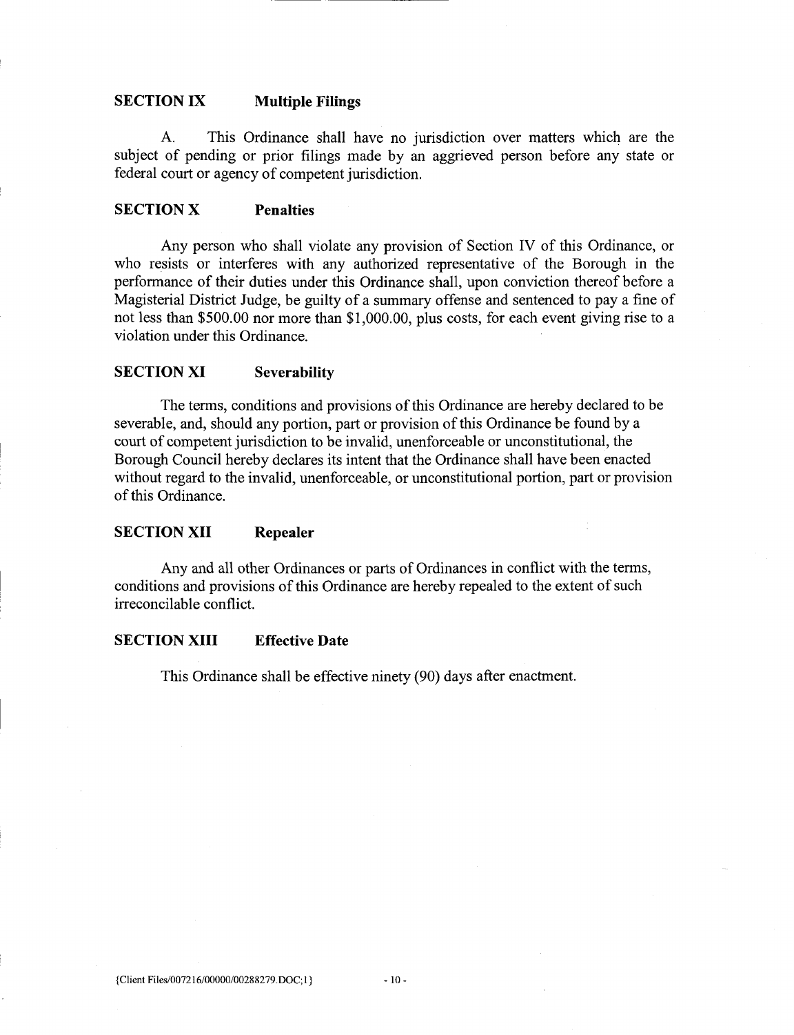## SECTION IX Multiple Filings

A. This Ordinance shall have no jurisdiction over matters which are the subject of pending or prior filings made by an aggrieved person before any state or federal court or agency of competent jurisdiction.

## SECTION X Penalties

Any person who shall violate any provision of Section IV of this Ordinance, or who resists or interferes with any authorized representative of the Borough in the performance of their duties under this Ordinance shall, upon conviction thereof before a Magisterial District Judge, be guilty of a summary offense and sentenced to pay a fine of not less than $500.00 nor more than $1,000.00, plus costs, for each event giving rise to a violation under this Ordinance.

## SECTION XI Severability

The terms, conditions and provisions of this Ordinance are hereby declared to be severable, and, should any portion, part or provision of this Ordinance be found by a court of competent jurisdiction to be invalid, unenforceable or unconstitutional, the Borough Council hereby declares its intent that the Ordinance shall have been enacted without regard to the invalid, unenforceable, or unconstitutional portion, part or provision of this Ordinance.

## SECTION XII Repealer

Any and all other Ordinances or parts of Ordinances in conflict with the terms, conditions and provisions of this Ordinance are hereby repealed to the extent of such irreconcilable conflict.

## SECTION XIII Effective Date

This Ordinance shall be effective ninety (90) days after enactment.

{Client Files/007216/00000/00288279.DOC;1}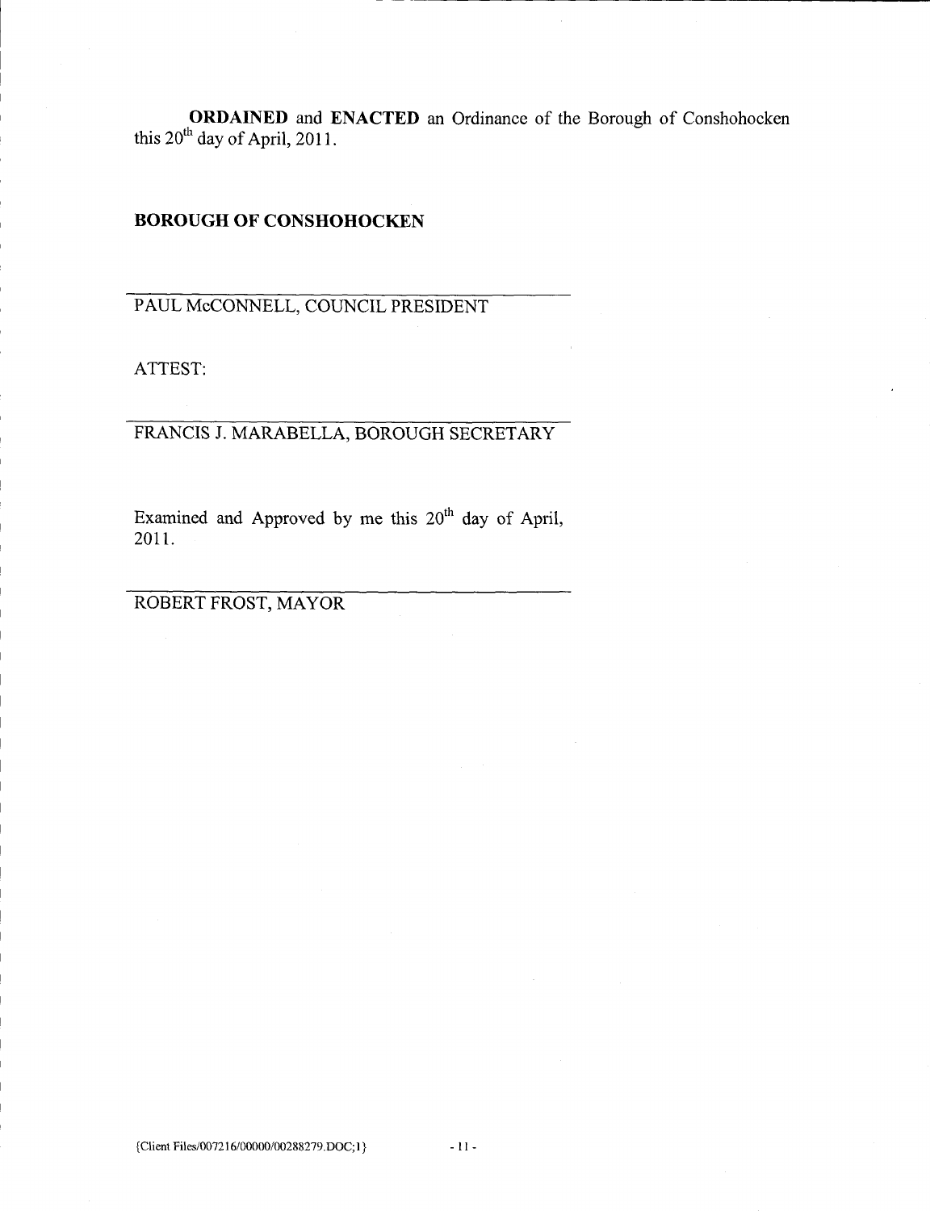**ORDAINED** and **ENACTED** an Ordinance of the Borough of Conshohocken this 20th day of April, 2011.

**BOROUGH OF CONSHOHOCKEN**

\_\_\_\_\_\_\_\_\_\_\_\_\_\_\_\_\_\_\_\_\_\_\_\_\_\_\_\_\_\_\_\_\_\_\_\_\_\_\_\_

PAUL McCONNELL, COUNCIL PRESIDENT

ATTEST:

\_\_\_\_\_\_\_\_\_\_\_\_\_\_\_\_\_\_\_\_\_\_\_\_\_\_\_\_\_\_\_\_\_\_\_\_\_\_\_\_

FRANCIS J. MARABELLA, BOROUGH SECRETARY

Examined and Approved by me this 20th day of April, 2011.

\_\_\_\_\_\_\_\_\_\_\_\_\_\_\_\_\_\_\_\_\_\_\_\_\_\_\_\_\_\_\_\_\_\_\_\_\_\_\_\_

ROBERT FROST, MAYOR

{Client Files/007216/00000/00288279.DOC;1}